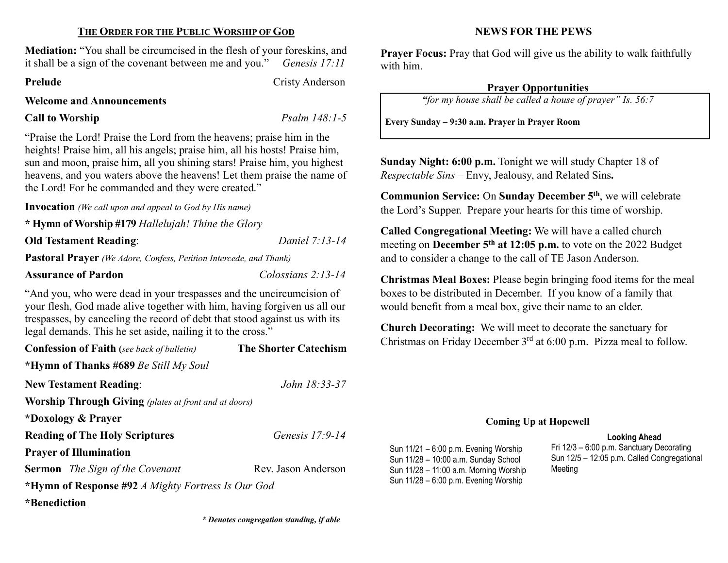## THE ORDER FOR THE PUBLIC WORSHIP OF GOD

**Mediation:** "You shall be circumcised in the flesh of your foreskins, and it shall be a sign of the covenant between me and you." *Genesis 17:11*

**Prelude** Cristy Anderson

**Welcome and Announcements**

**Call to Worship** *Psalm 148:1-5*

"Praise the Lord! Praise the Lord from the heavens; praise him in the heights! Praise him, all his angels; praise him, all his hosts! Praise him, sun and moon, praise him, all you shining stars! Praise him, you highest heavens, and you waters above the heavens! Let them praise the name of the Lord! For he commanded and they were created."

**Invocation** *(We call upon and appeal to God by His name)*

**\* Hymn of Worship #179** *Hallelujah! Thine the Glory*

**Old Testament Reading**: *Daniel 7:13-14*

**Pastoral Prayer** *(We Adore, Confess, Petition Intercede, and Thank)*

**Assurance of Pardon** *Colossians 2:13-14*

"And you, who were dead in your trespasses and the uncircumcision of your flesh, God made alive together with him, having forgiven us all our trespasses, by canceling the record of debt that stood against us with its legal demands. This he set aside, nailing it to the cross."

**Confession of Faith (***see back of bulletin***)** **The Shorter Catechism**

**\*Hymn of Thanks #689** *Be Still My Soul*

**New Testament Reading**: *John 18:33-37*

**Worship Through Giving** *(plates at front and at doors)*

**\*Doxology & Prayer**

**Reading of The Holy Scriptures** *Genesis 17:9-14*

**Prayer of Illumination**

**Sermon** *The Sign of the Covenant* Rev. Jason Anderson

**\*Hymn of Response #92** *A Mighty Fortress Is Our God*

**\*Benediction**

***\* Denotes congregation standing, if able***

## NEWS FOR THE PEWS

**Prayer Focus:** Pray that God will give us the ability to walk faithfully with him.

**Prayer Opportunities**

*"for my house shall be called a house of prayer" Is. 56:7*

**Every Sunday – 9:30 a.m. Prayer in Prayer Room**

**Sunday Night: 6:00 p.m.** Tonight we will study Chapter 18 of *Respectable Sins* – Envy, Jealousy, and Related Sins**.**

**Communion Service:** On **Sunday December 5th**, we will celebrate the Lord's Supper. Prepare your hearts for this time of worship.

**Called Congregational Meeting:** We will have a called church meeting on **December 5th at 12:05 p.m.** to vote on the 2022 Budget and to consider a change to the call of TE Jason Anderson.

**Christmas Meal Boxes:** Please begin bringing food items for the meal boxes to be distributed in December. If you know of a family that would benefit from a meal box, give their name to an elder.

**Church Decorating:** We will meet to decorate the sanctuary for Christmas on Friday December 3rd at 6:00 p.m. Pizza meal to follow.

**Coming Up at Hopewell**

Sun 11/21 – 6:00 p.m. Evening Worship
Sun 11/28 – 10:00 a.m. Sunday School
Sun 11/28 – 11:00 a.m. Morning Worship
Sun 11/28 – 6:00 p.m. Evening Worship

**Looking Ahead**

Fri 12/3 – 6:00 p.m. Sanctuary Decorating
Sun 12/5 – 12:05 p.m. Called Congregational Meeting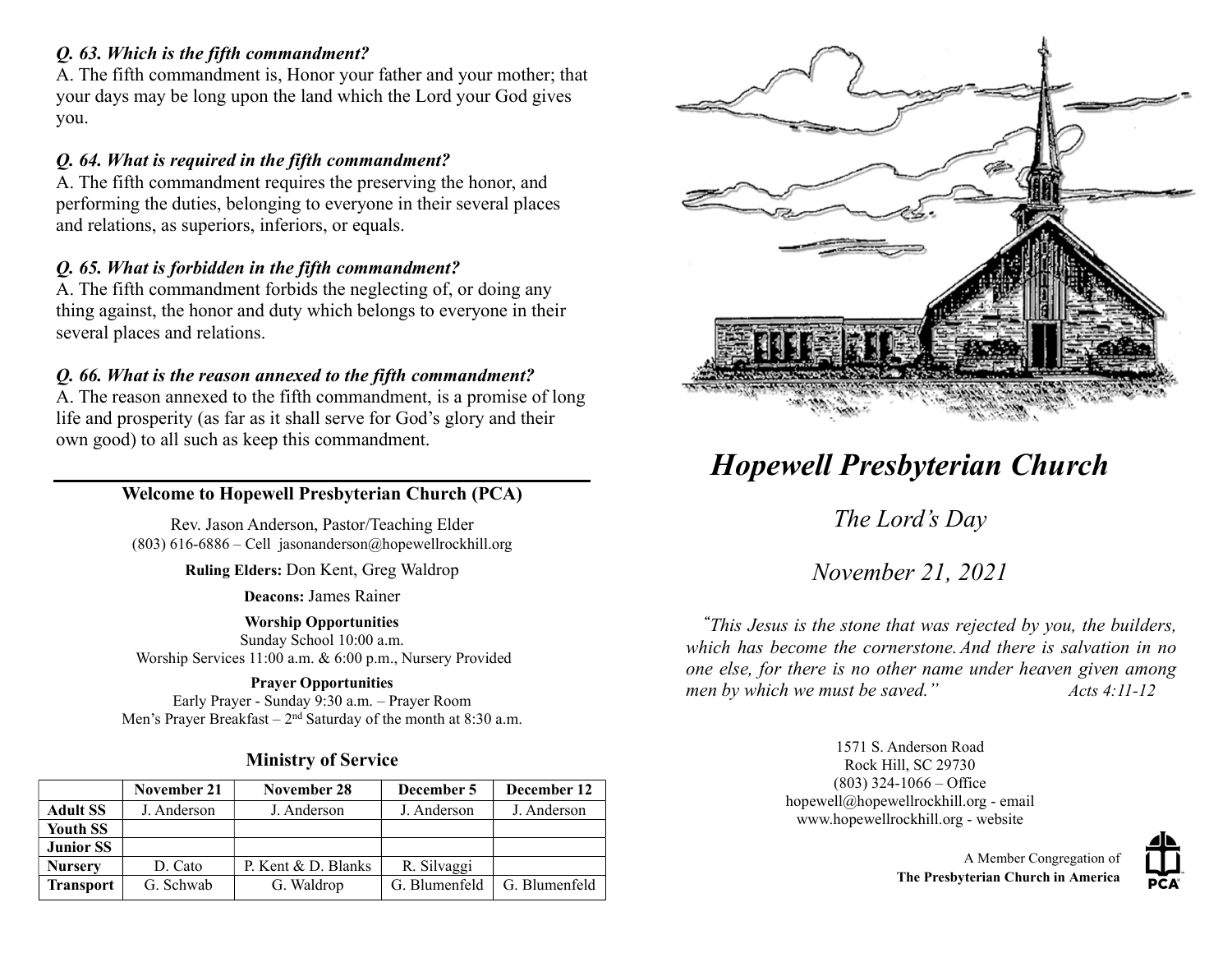***Q. 63. Which is the fifth commandment?***

A. The fifth commandment is, Honor your father and your mother; that your days may be long upon the land which the Lord your God gives you.

***Q. 64. What is required in the fifth commandment?***

A. The fifth commandment requires the preserving the honor, and performing the duties, belonging to everyone in their several places and relations, as superiors, inferiors, or equals.

***Q. 65. What is forbidden in the fifth commandment?***

A. The fifth commandment forbids the neglecting of, or doing any thing against, the honor and duty which belongs to everyone in their several places and relations.

***Q. 66. What is the reason annexed to the fifth commandment?***

A. The reason annexed to the fifth commandment, is a promise of long life and prosperity (as far as it shall serve for God's glory and their own good) to all such as keep this commandment.

---

**Welcome to Hopewell Presbyterian Church (PCA)**

Rev. Jason Anderson, Pastor/Teaching Elder
(803) 616-6886 – Cell jasonanderson@hopewellrockhill.org

**Ruling Elders:** Don Kent, Greg Waldrop

**Deacons:** James Rainer

**Worship Opportunities**
Sunday School 10:00 a.m.
Worship Services 11:00 a.m. & 6:00 p.m., Nursery Provided

**Prayer Opportunities**
Early Prayer - Sunday 9:30 a.m. – Prayer Room
Men's Prayer Breakfast – 2nd Saturday of the month at 8:30 a.m.

**Ministry of Service**

| | November 21 | November 28 | December 5 | December 12 |
|---|---|---|---|---|
| **Adult SS** | J. Anderson | J. Anderson | J. Anderson | J. Anderson |
| **Youth SS** | | | | |
| **Junior SS** | | | | |
| **Nursery** | D. Cato | P. Kent & D. Blanks | R. Silvaggi | |
| **Transport** | G. Schwab | G. Waldrop | G. Blumenfeld | G. Blumenfeld |

# *Hopewell Presbyterian Church*

*The Lord's Day*

*November 21, 2021*

*"This Jesus is the stone that was rejected by you, the builders, which has become the cornerstone. And there is salvation in no one else, for there is no other name under heaven given among men by which we must be saved."* *Acts 4:11-12*

1571 S. Anderson Road
Rock Hill, SC 29730
(803) 324-1066 – Office
hopewell@hopewellrockhill.org - email
www.hopewellrockhill.org - website

A Member Congregation of
**The Presbyterian Church in America**